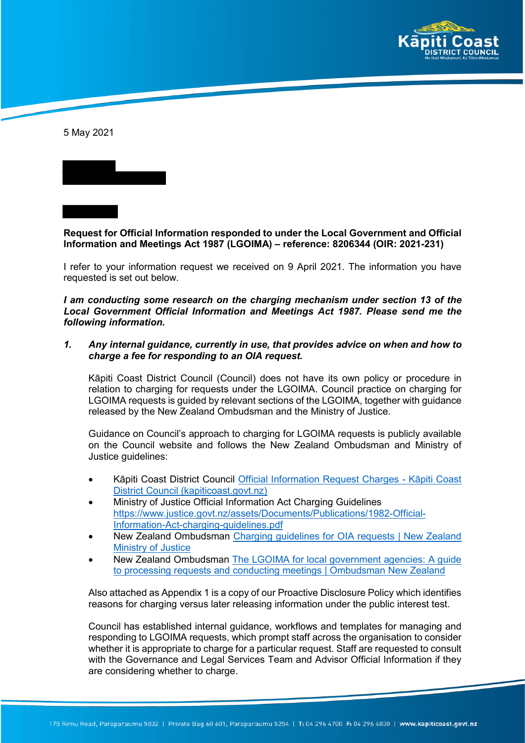5 May 2021

**Request for Official Information responded to under the Local Government and Official Information and Meetings Act 1987 (LGOIMA) – reference: 8206344 (OIR: 2021-231)**

I refer to your information request we received on 9 April 2021. The information you have requested is set out below.

***I am conducting some research on the charging mechanism under section 13 of the Local Government Official Information and Meetings Act 1987. Please send me the following information.***

***1. Any internal guidance, currently in use, that provides advice on when and how to charge a fee for responding to an OIA request.***

Kāpiti Coast District Council (Council) does not have its own policy or procedure in relation to charging for requests under the LGOIMA. Council practice on charging for LGOIMA requests is guided by relevant sections of the LGOIMA, together with guidance released by the New Zealand Ombudsman and the Ministry of Justice.

Guidance on Council's approach to charging for LGOIMA requests is publicly available on the Council website and follows the New Zealand Ombudsman and Ministry of Justice guidelines:

- Kāpiti Coast District Council Official Information Request Charges - Kāpiti Coast District Council (kapiticoast.govt.nz)
- Ministry of Justice Official Information Act Charging Guidelines https://www.justice.govt.nz/assets/Documents/Publications/1982-Official-Information-Act-charging-guidelines.pdf
- New Zealand Ombudsman Charging guidelines for OIA requests | New Zealand Ministry of Justice
- New Zealand Ombudsman The LGOIMA for local government agencies: A guide to processing requests and conducting meetings | Ombudsman New Zealand

Also attached as Appendix 1 is a copy of our Proactive Disclosure Policy which identifies reasons for charging versus later releasing information under the public interest test.

Council has established internal guidance, workflows and templates for managing and responding to LGOIMA requests, which prompt staff across the organisation to consider whether it is appropriate to charge for a particular request. Staff are requested to consult with the Governance and Legal Services Team and Advisor Official Information if they are considering whether to charge.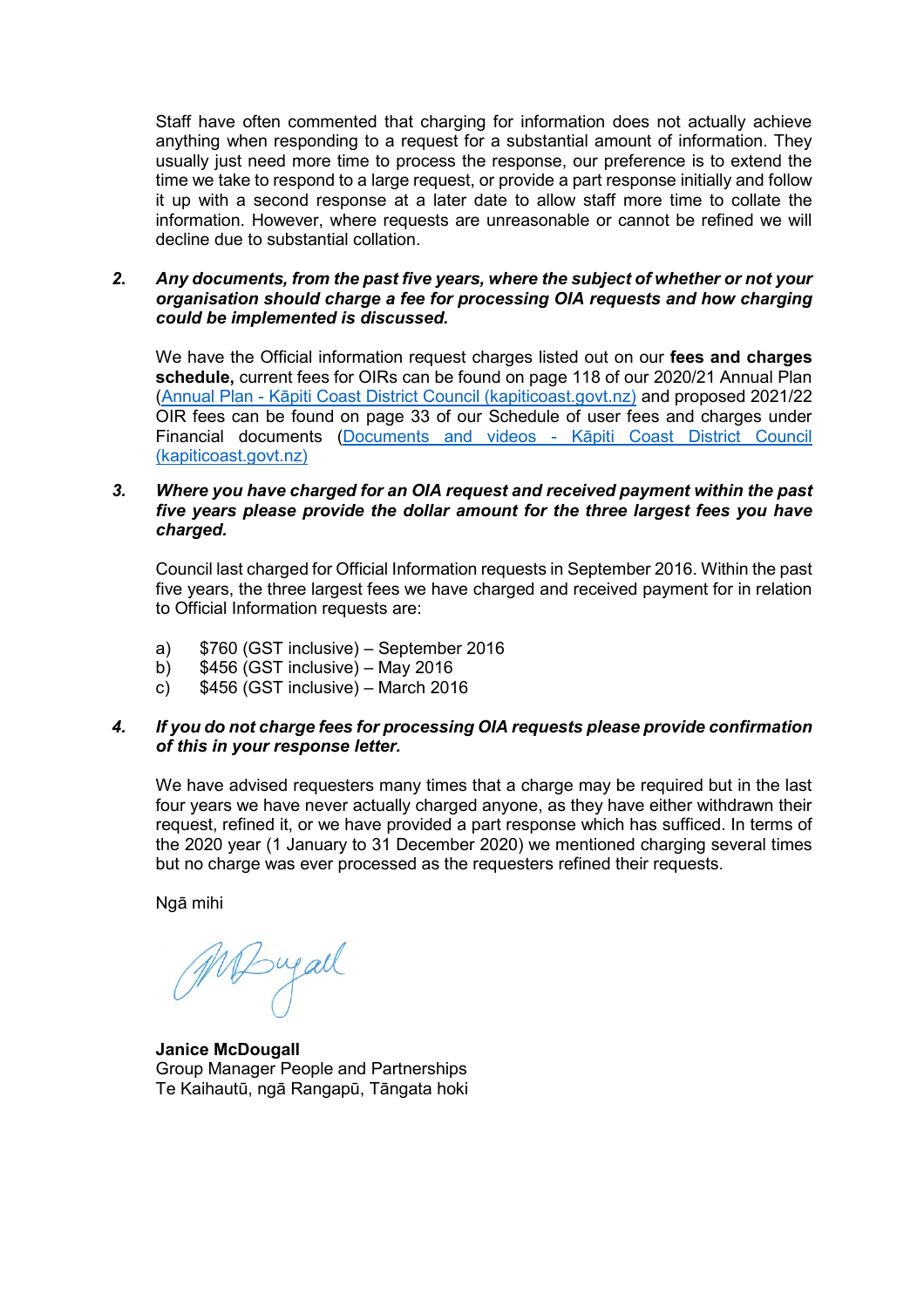Staff have often commented that charging for information does not actually achieve anything when responding to a request for a substantial amount of information. They usually just need more time to process the response, our preference is to extend the time we take to respond to a large request, or provide a part response initially and follow it up with a second response at a later date to allow staff more time to collate the information. However, where requests are unreasonable or cannot be refined we will decline due to substantial collation.

2. ***Any documents, from the past five years, where the subject of whether or not your organisation should charge a fee for processing OIA requests and how charging could be implemented is discussed.***

   We have the Official information request charges listed out on our **fees and charges schedule,** current fees for OIRs can be found on page 118 of our 2020/21 Annual Plan (Annual Plan - Kāpiti Coast District Council (kapiticoast.govt.nz)) and proposed 2021/22 OIR fees can be found on page 33 of our Schedule of user fees and charges under Financial documents (Documents and videos - Kāpiti Coast District Council (kapiticoast.govt.nz))

3. ***Where you have charged for an OIA request and received payment within the past five years please provide the dollar amount for the three largest fees you have charged.***

   Council last charged for Official Information requests in September 2016. Within the past five years, the three largest fees we have charged and received payment for in relation to Official Information requests are:

   a) $760 (GST inclusive) – September 2016
   b) $456 (GST inclusive) – May 2016
   c) $456 (GST inclusive) – March 2016

4. ***If you do not charge fees for processing OIA requests please provide confirmation of this in your response letter.***

   We have advised requesters many times that a charge may be required but in the last four years we have never actually charged anyone, as they have either withdrawn their request, refined it, or we have provided a part response which has sufficed. In terms of the 2020 year (1 January to 31 December 2020) we mentioned charging several times but no charge was ever processed as the requesters refined their requests.

Ngā mihi

**Janice McDougall**
Group Manager People and Partnerships
Te Kaihautū, ngā Rangapū, Tāngata hoki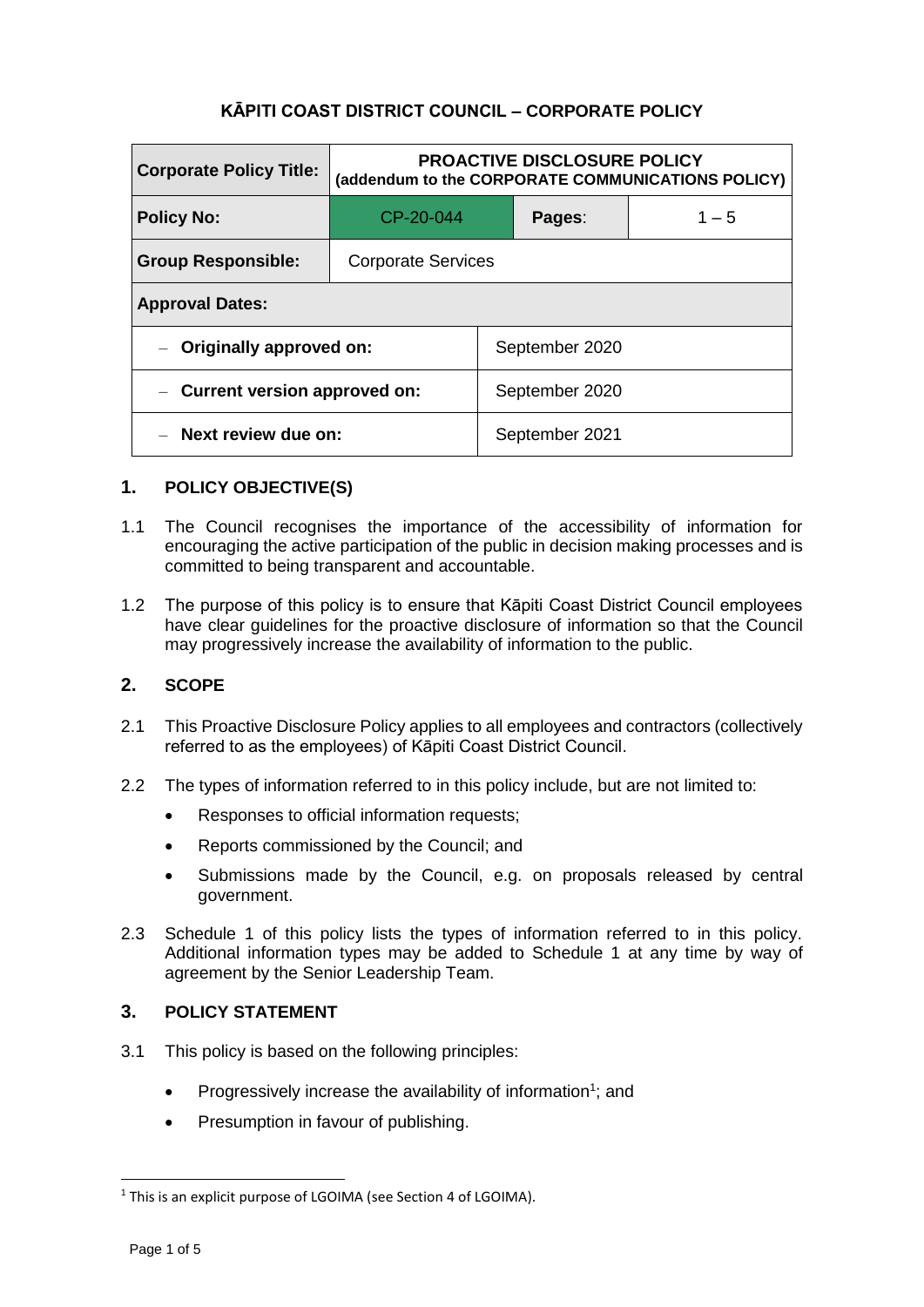# KĀPITI COAST DISTRICT COUNCIL – CORPORATE POLICY

| Corporate Policy Title: | PROACTIVE DISCLOSURE POLICY (addendum to the CORPORATE COMMUNICATIONS POLICY) | | |
|---|---|---|---|
| **Policy No:** | CP-20-044 | **Pages**: | 1 – 5 |
| **Group Responsible:** | Corporate Services | | |
| **Approval Dates:** | | | |
| – **Originally approved on:** | | September 2020 | |
| – **Current version approved on:** | | September 2020 | |
| – **Next review due on:** | | September 2021 | |

## 1. POLICY OBJECTIVE(S)

1.1 The Council recognises the importance of the accessibility of information for encouraging the active participation of the public in decision making processes and is committed to being transparent and accountable.

1.2 The purpose of this policy is to ensure that Kāpiti Coast District Council employees have clear guidelines for the proactive disclosure of information so that the Council may progressively increase the availability of information to the public.

## 2. SCOPE

2.1 This Proactive Disclosure Policy applies to all employees and contractors (collectively referred to as the employees) of Kāpiti Coast District Council.

2.2 The types of information referred to in this policy include, but are not limited to:

- Responses to official information requests;
- Reports commissioned by the Council; and
- Submissions made by the Council, e.g. on proposals released by central government.

2.3 Schedule 1 of this policy lists the types of information referred to in this policy. Additional information types may be added to Schedule 1 at any time by way of agreement by the Senior Leadership Team.

## 3. POLICY STATEMENT

3.1 This policy is based on the following principles:

- Progressively increase the availability of information[1]; and
- Presumption in favour of publishing.

[1] This is an explicit purpose of LGOIMA (see Section 4 of LGOIMA).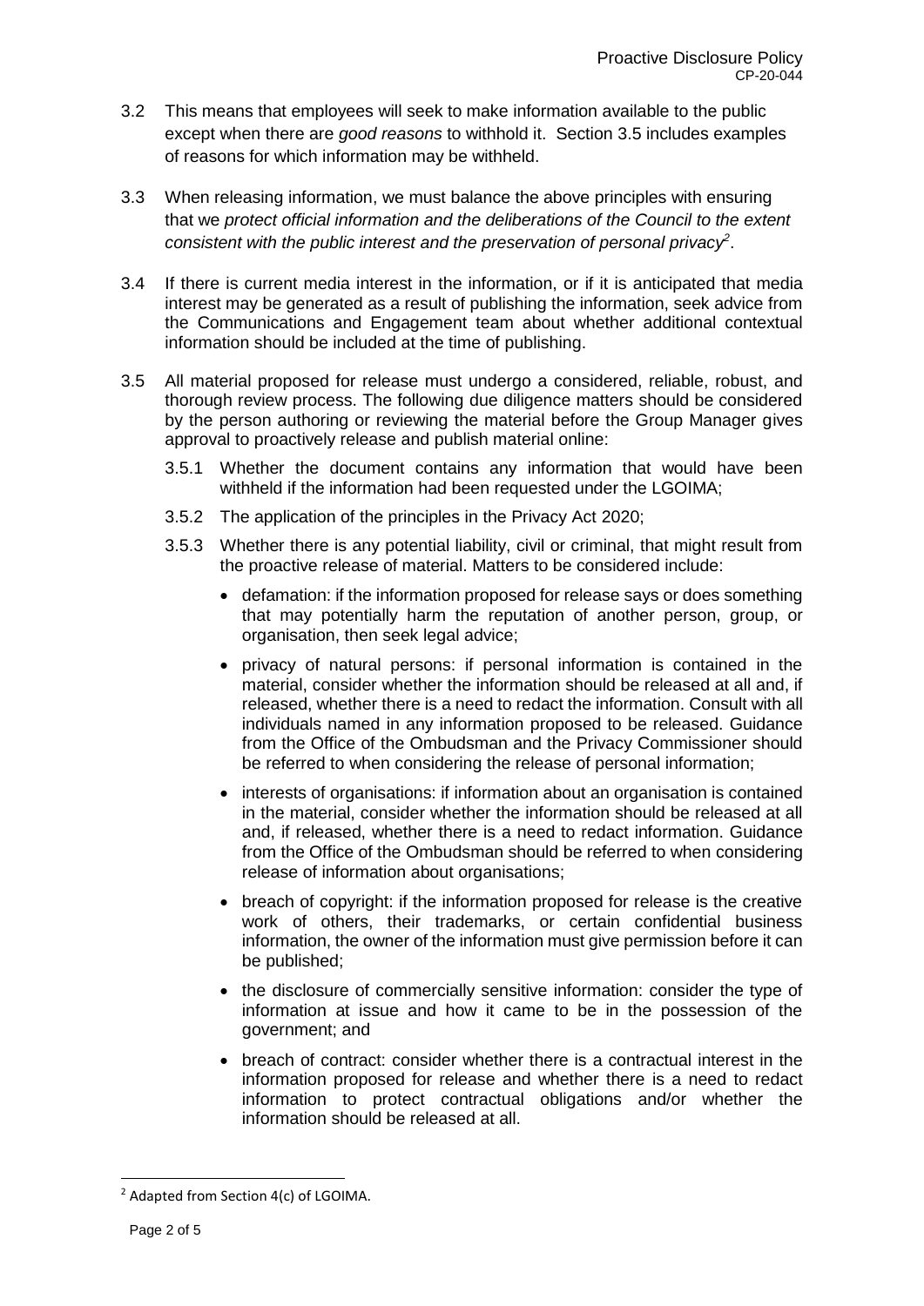3.2 This means that employees will seek to make information available to the public except when there are *good reasons* to withhold it. Section 3.5 includes examples of reasons for which information may be withheld.

3.3 When releasing information, we must balance the above principles with ensuring that we *protect official information and the deliberations of the Council to the extent consistent with the public interest and the preservation of personal privacy*[2].

3.4 If there is current media interest in the information, or if it is anticipated that media interest may be generated as a result of publishing the information, seek advice from the Communications and Engagement team about whether additional contextual information should be included at the time of publishing.

3.5 All material proposed for release must undergo a considered, reliable, robust, and thorough review process. The following due diligence matters should be considered by the person authoring or reviewing the material before the Group Manager gives approval to proactively release and publish material online:

3.5.1 Whether the document contains any information that would have been withheld if the information had been requested under the LGOIMA;

3.5.2 The application of the principles in the Privacy Act 2020;

3.5.3 Whether there is any potential liability, civil or criminal, that might result from the proactive release of material. Matters to be considered include:

- defamation: if the information proposed for release says or does something that may potentially harm the reputation of another person, group, or organisation, then seek legal advice;
- privacy of natural persons: if personal information is contained in the material, consider whether the information should be released at all and, if released, whether there is a need to redact the information. Consult with all individuals named in any information proposed to be released. Guidance from the Office of the Ombudsman and the Privacy Commissioner should be referred to when considering the release of personal information;
- interests of organisations: if information about an organisation is contained in the material, consider whether the information should be released at all and, if released, whether there is a need to redact information. Guidance from the Office of the Ombudsman should be referred to when considering release of information about organisations;
- breach of copyright: if the information proposed for release is the creative work of others, their trademarks, or certain confidential business information, the owner of the information must give permission before it can be published;
- the disclosure of commercially sensitive information: consider the type of information at issue and how it came to be in the possession of the government; and
- breach of contract: consider whether there is a contractual interest in the information proposed for release and whether there is a need to redact information to protect contractual obligations and/or whether the information should be released at all.

---

[2] Adapted from Section 4(c) of LGOIMA.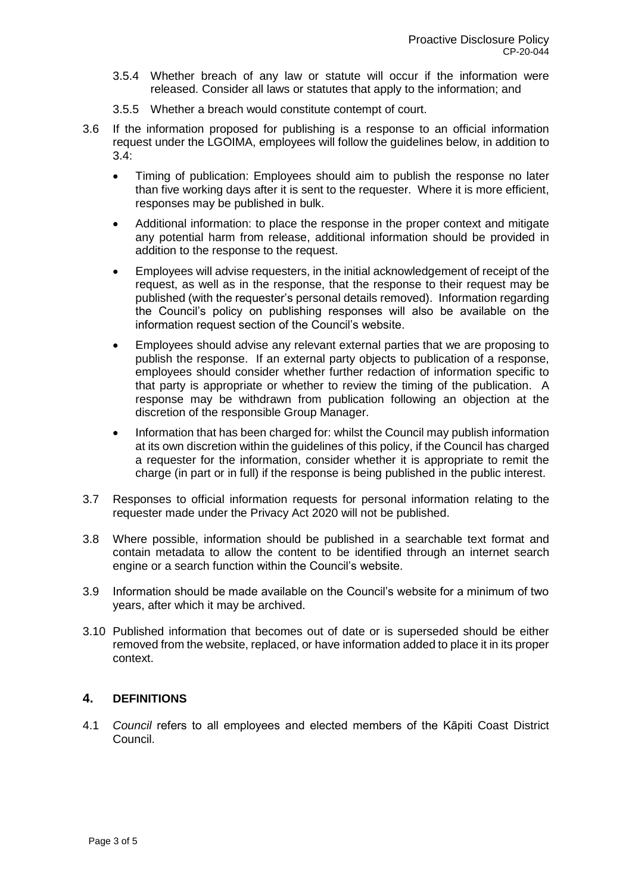3.5.4 Whether breach of any law or statute will occur if the information were released. Consider all laws or statutes that apply to the information; and

3.5.5 Whether a breach would constitute contempt of court.

3.6 If the information proposed for publishing is a response to an official information request under the LGOIMA, employees will follow the guidelines below, in addition to 3.4:

- Timing of publication: Employees should aim to publish the response no later than five working days after it is sent to the requester. Where it is more efficient, responses may be published in bulk.
- Additional information: to place the response in the proper context and mitigate any potential harm from release, additional information should be provided in addition to the response to the request.
- Employees will advise requesters, in the initial acknowledgement of receipt of the request, as well as in the response, that the response to their request may be published (with the requester's personal details removed). Information regarding the Council's policy on publishing responses will also be available on the information request section of the Council's website.
- Employees should advise any relevant external parties that we are proposing to publish the response. If an external party objects to publication of a response, employees should consider whether further redaction of information specific to that party is appropriate or whether to review the timing of the publication. A response may be withdrawn from publication following an objection at the discretion of the responsible Group Manager.
- Information that has been charged for: whilst the Council may publish information at its own discretion within the guidelines of this policy, if the Council has charged a requester for the information, consider whether it is appropriate to remit the charge (in part or in full) if the response is being published in the public interest.

3.7 Responses to official information requests for personal information relating to the requester made under the Privacy Act 2020 will not be published.

3.8 Where possible, information should be published in a searchable text format and contain metadata to allow the content to be identified through an internet search engine or a search function within the Council's website.

3.9 Information should be made available on the Council's website for a minimum of two years, after which it may be archived.

3.10 Published information that becomes out of date or is superseded should be either removed from the website, replaced, or have information added to place it in its proper context.

## 4. DEFINITIONS

4.1 *Council* refers to all employees and elected members of the Kāpiti Coast District Council.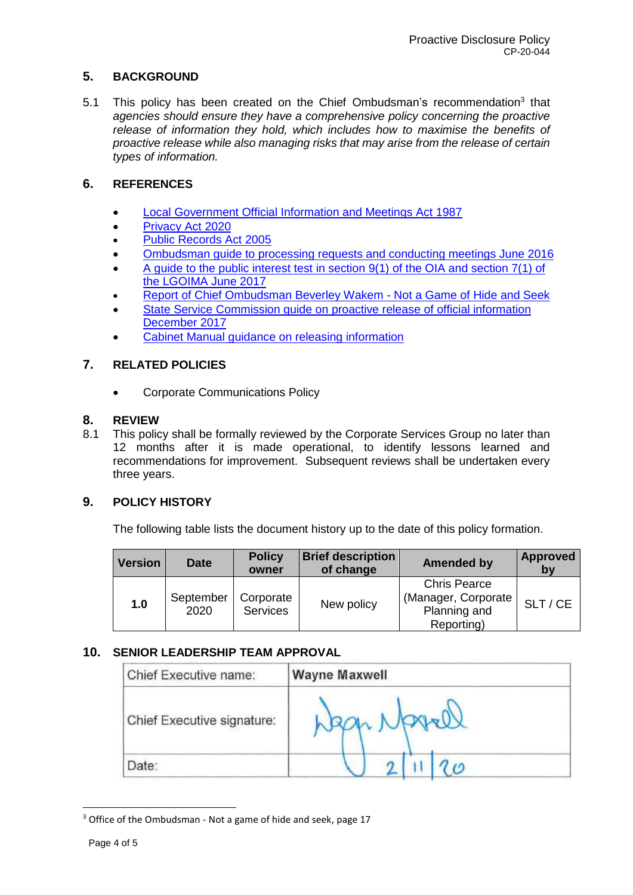## 5. BACKGROUND

5.1 This policy has been created on the Chief Ombudsman's recommendation[3] that *agencies should ensure they have a comprehensive policy concerning the proactive release of information they hold, which includes how to maximise the benefits of proactive release while also managing risks that may arise from the release of certain types of information.*

## 6. REFERENCES

- Local Government Official Information and Meetings Act 1987
- Privacy Act 2020
- Public Records Act 2005
- Ombudsman guide to processing requests and conducting meetings June 2016
- A guide to the public interest test in section 9(1) of the OIA and section 7(1) of the LGOIMA June 2017
- Report of Chief Ombudsman Beverley Wakem - Not a Game of Hide and Seek
- State Service Commission guide on proactive release of official information December 2017
- Cabinet Manual guidance on releasing information

## 7. RELATED POLICIES

- Corporate Communications Policy

## 8. REVIEW

8.1 This policy shall be formally reviewed by the Corporate Services Group no later than 12 months after it is made operational, to identify lessons learned and recommendations for improvement. Subsequent reviews shall be undertaken every three years.

## 9. POLICY HISTORY

The following table lists the document history up to the date of this policy formation.

| Version | Date | Policy owner | Brief description of change | Amended by | Approved by |
|---|---|---|---|---|---|
| 1.0 | September 2020 | Corporate Services | New policy | Chris Pearce (Manager, Corporate Planning and Reporting) | SLT / CE |

## 10. SENIOR LEADERSHIP TEAM APPROVAL

| Chief Executive name: | Wayne Maxwell |
|---|---|
| Chief Executive signature: | Wayne Maxwell |
| Date: | 2/11/20 |

[3] Office of the Ombudsman - Not a game of hide and seek, page 17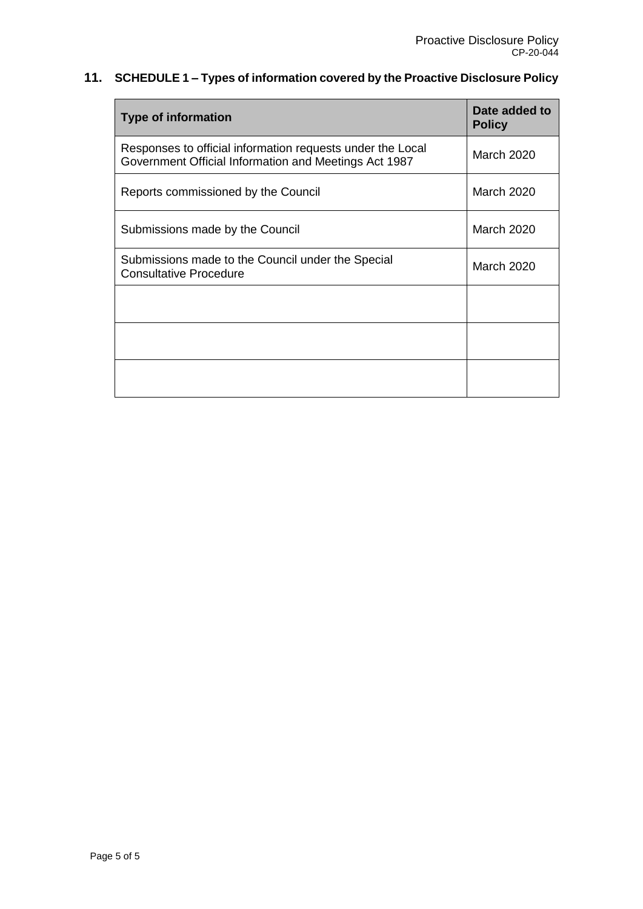## 11. SCHEDULE 1 – Types of information covered by the Proactive Disclosure Policy

| Type of information | Date added to Policy |
|---|---|
| Responses to official information requests under the Local Government Official Information and Meetings Act 1987 | March 2020 |
| Reports commissioned by the Council | March 2020 |
| Submissions made by the Council | March 2020 |
| Submissions made to the Council under the Special Consultative Procedure | March 2020 |
| | |
| | |
| | |